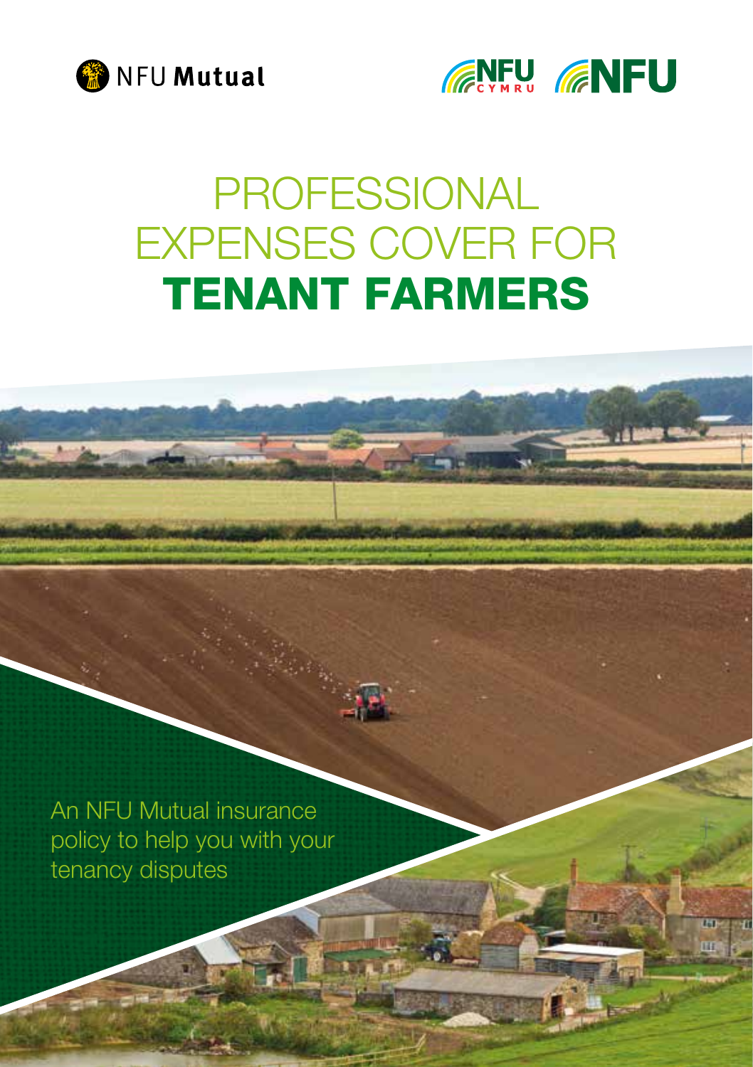NFU Mutual

NFU CYMRU NFU

# PROFESSIONAL EXPENSES COVER FOR **TENANT FARMERS**

An NFU Mutual insurance policy to help you with your tenancy disputes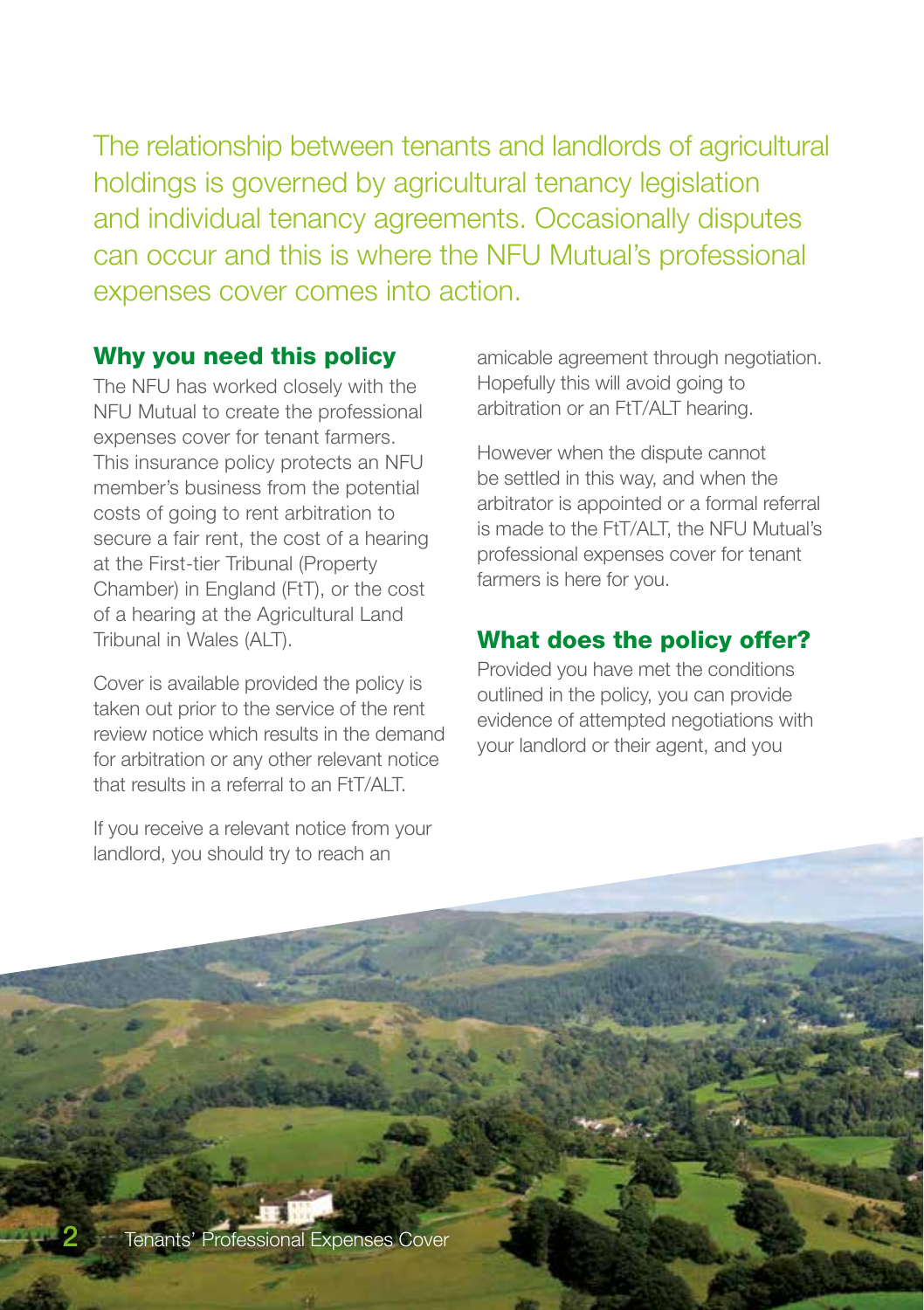The relationship between tenants and landlords of agricultural holdings is governed by agricultural tenancy legislation and individual tenancy agreements. Occasionally disputes can occur and this is where the NFU Mutual's professional expenses cover comes into action.

## Why you need this policy

The NFU has worked closely with the NFU Mutual to create the professional expenses cover for tenant farmers. This insurance policy protects an NFU member's business from the potential costs of going to rent arbitration to secure a fair rent, the cost of a hearing at the First-tier Tribunal (Property Chamber) in England (FtT), or the cost of a hearing at the Agricultural Land Tribunal in Wales (ALT).

Cover is available provided the policy is taken out prior to the service of the rent review notice which results in the demand for arbitration or any other relevant notice that results in a referral to an FtT/ALT.

If you receive a relevant notice from your landlord, you should try to reach an amicable agreement through negotiation. Hopefully this will avoid going to arbitration or an FtT/ALT hearing.

However when the dispute cannot be settled in this way, and when the arbitrator is appointed or a formal referral is made to the FtT/ALT, the NFU Mutual's professional expenses cover for tenant farmers is here for you.

## What does the policy offer?

Provided you have met the conditions outlined in the policy, you can provide evidence of attempted negotiations with your landlord or their agent, and you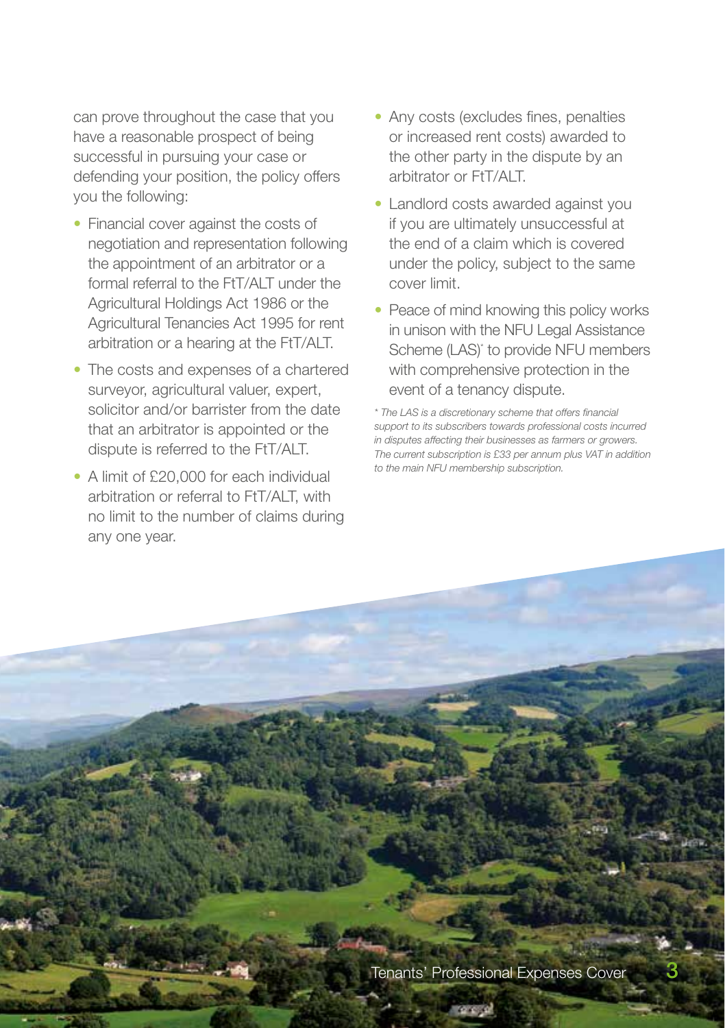can prove throughout the case that you have a reasonable prospect of being successful in pursuing your case or defending your position, the policy offers you the following:

- Financial cover against the costs of negotiation and representation following the appointment of an arbitrator or a formal referral to the FtT/ALT under the Agricultural Holdings Act 1986 or the Agricultural Tenancies Act 1995 for rent arbitration or a hearing at the FtT/ALT.
- The costs and expenses of a chartered surveyor, agricultural valuer, expert, solicitor and/or barrister from the date that an arbitrator is appointed or the dispute is referred to the FtT/ALT.
- A limit of £20,000 for each individual arbitration or referral to FtT/ALT, with no limit to the number of claims during any one year.
- Any costs (excludes fines, penalties or increased rent costs) awarded to the other party in the dispute by an arbitrator or FtT/ALT.
- Landlord costs awarded against you if you are ultimately unsuccessful at the end of a claim which is covered under the policy, subject to the same cover limit.
- Peace of mind knowing this policy works in unison with the NFU Legal Assistance Scheme (LAS)* to provide NFU members with comprehensive protection in the event of a tenancy dispute.

*\* The LAS is a discretionary scheme that offers financial support to its subscribers towards professional costs incurred in disputes affecting their businesses as farmers or growers. The current subscription is £33 per annum plus VAT in addition to the main NFU membership subscription.*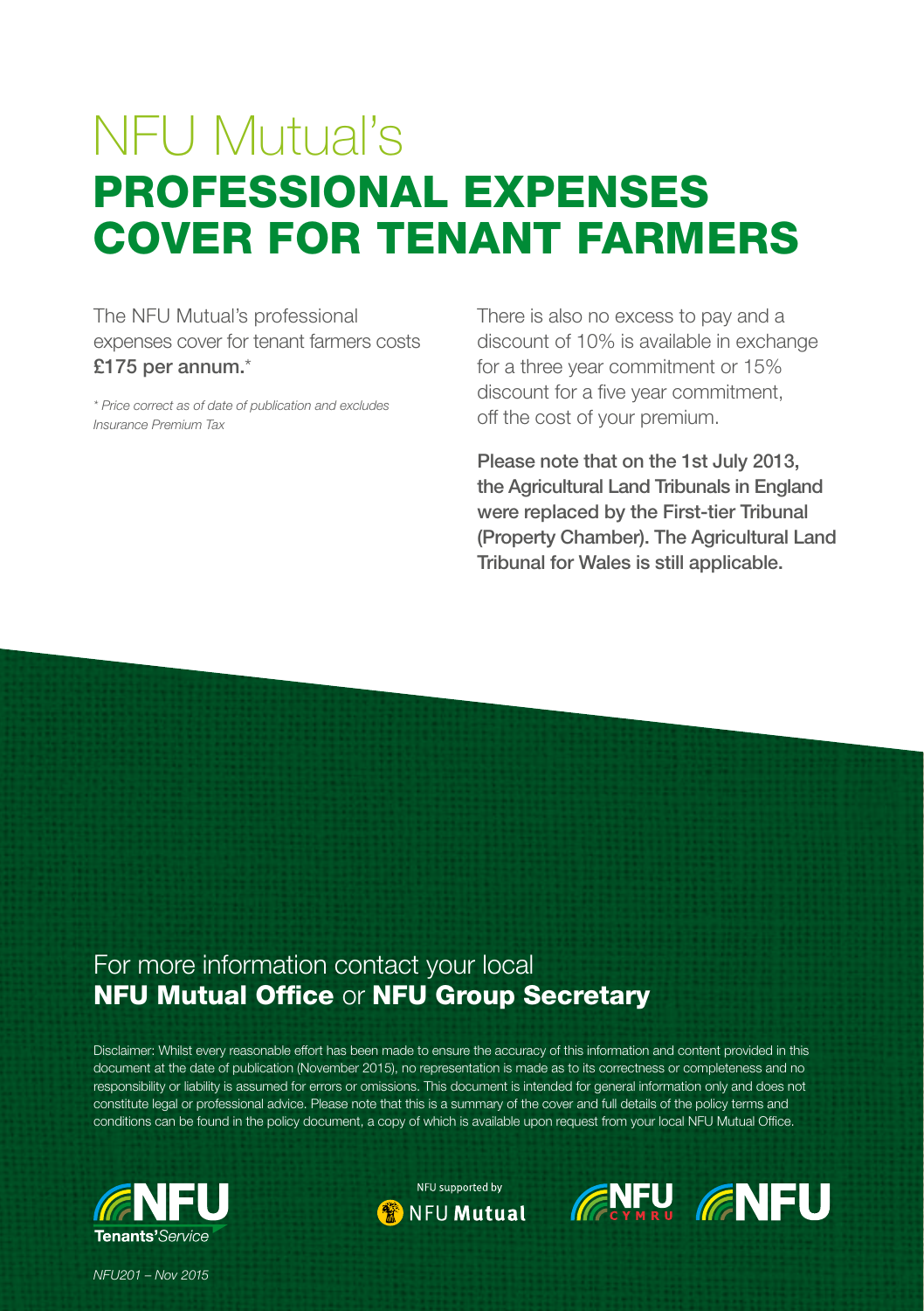# NFU Mutual's **PROFESSIONAL EXPENSES COVER FOR TENANT FARMERS**

The NFU Mutual's professional expenses cover for tenant farmers costs **£175 per annum.***

*\* Price correct as of date of publication and excludes Insurance Premium Tax*

There is also no excess to pay and a discount of 10% is available in exchange for a three year commitment or 15% discount for a five year commitment, off the cost of your premium.

**Please note that on the 1st July 2013, the Agricultural Land Tribunals in England were replaced by the First-tier Tribunal (Property Chamber). The Agricultural Land Tribunal for Wales is still applicable.**

## For more information contact your local **NFU Mutual Office** or **NFU Group Secretary**

Disclaimer: Whilst every reasonable effort has been made to ensure the accuracy of this information and content provided in this document at the date of publication (November 2015), no representation is made as to its correctness or completeness and no responsibility or liability is assumed for errors or omissions. This document is intended for general information only and does not constitute legal or professional advice. Please note that this is a summary of the cover and full details of the policy terms and conditions can be found in the policy document, a copy of which is available upon request from your local NFU Mutual Office.

NFU Tenants' Service

NFU supported by NFU Mutual

NFU Cymru

NFU

*NFU201 – Nov 2015*